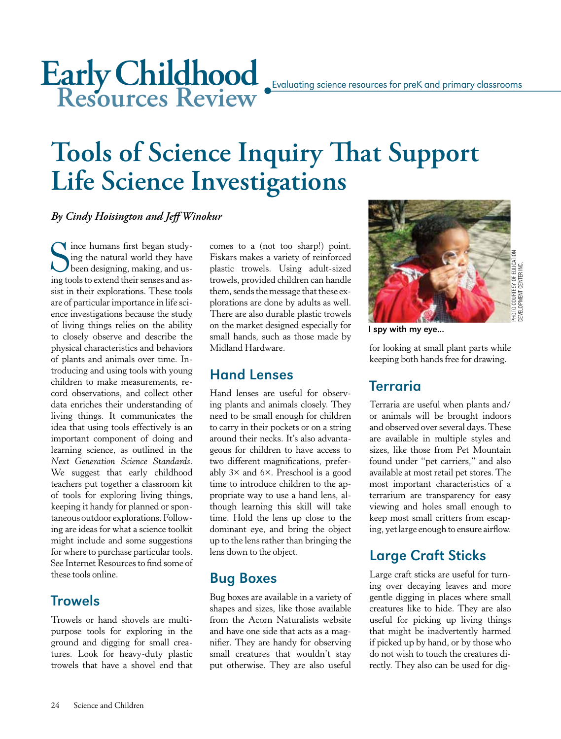# Early Childhood Resources Review

Evaluating science resources for preK and primary classrooms

# Tools of Science Inquiry That Support Life Science Investigations

*By Cindy Hoisington and Jeff Winokur*

Since humans first began studying the natural world they have been designing, making, and using tools to extend their senses and assist in their explorations. These tools are of particular importance in life science investigations because the study of living things relies on the ability to closely observe and describe the physical characteristics and behaviors of plants and animals over time. Introducing and using tools with young children to make measurements, record observations, and collect other data enriches their understanding of living things. It communicates the idea that using tools effectively is an important component of doing and learning science, as outlined in the *Next Generation Science Standards*. We suggest that early childhood teachers put together a classroom kit of tools for exploring living things, keeping it handy for planned or spontaneous outdoor explorations. Following are ideas for what a science toolkit might include and some suggestions for where to purchase particular tools. See Internet Resources to find some of these tools online.

## Trowels

Trowels or hand shovels are multipurpose tools for exploring in the ground and digging for small creatures. Look for heavy-duty plastic trowels that have a shovel end that comes to a (not too sharp!) point. Fiskars makes a variety of reinforced plastic trowels. Using adult-sized trowels, provided children can handle them, sends the message that these explorations are done by adults as well. There are also durable plastic trowels on the market designed especially for small hands, such as those made by Midland Hardware.

## Hand Lenses

Hand lenses are useful for observing plants and animals closely. They need to be small enough for children to carry in their pockets or on a string around their necks. It's also advantageous for children to have access to two different magnifications, preferably 3× and 6×. Preschool is a good time to introduce children to the appropriate way to use a hand lens, although learning this skill will take time. Hold the lens up close to the dominant eye, and bring the object up to the lens rather than bringing the lens down to the object.

## Bug Boxes

Bug boxes are available in a variety of shapes and sizes, like those available from the Acorn Naturalists website and have one side that acts as a magnifier. They are handy for observing small creatures that wouldn't stay put otherwise. They are also useful for looking at small plant parts while keeping both hands free for drawing.

I spy with my eye...

PHOTO COURTESY OF EDUCATION DEVELOPMENT CENTER INC.

## Terraria

Terraria are useful when plants and/or animals will be brought indoors and observed over several days. These are available in multiple styles and sizes, like those from Pet Mountain found under "pet carriers," and also available at most retail pet stores. The most important characteristics of a terrarium are transparency for easy viewing and holes small enough to keep most small critters from escaping, yet large enough to ensure airflow.

## Large Craft Sticks

Large craft sticks are useful for turning over decaying leaves and more gentle digging in places where small creatures like to hide. They are also useful for picking up living things that might be inadvertently harmed if picked up by hand, or by those who do not wish to touch the creatures directly. They also can be used for dig-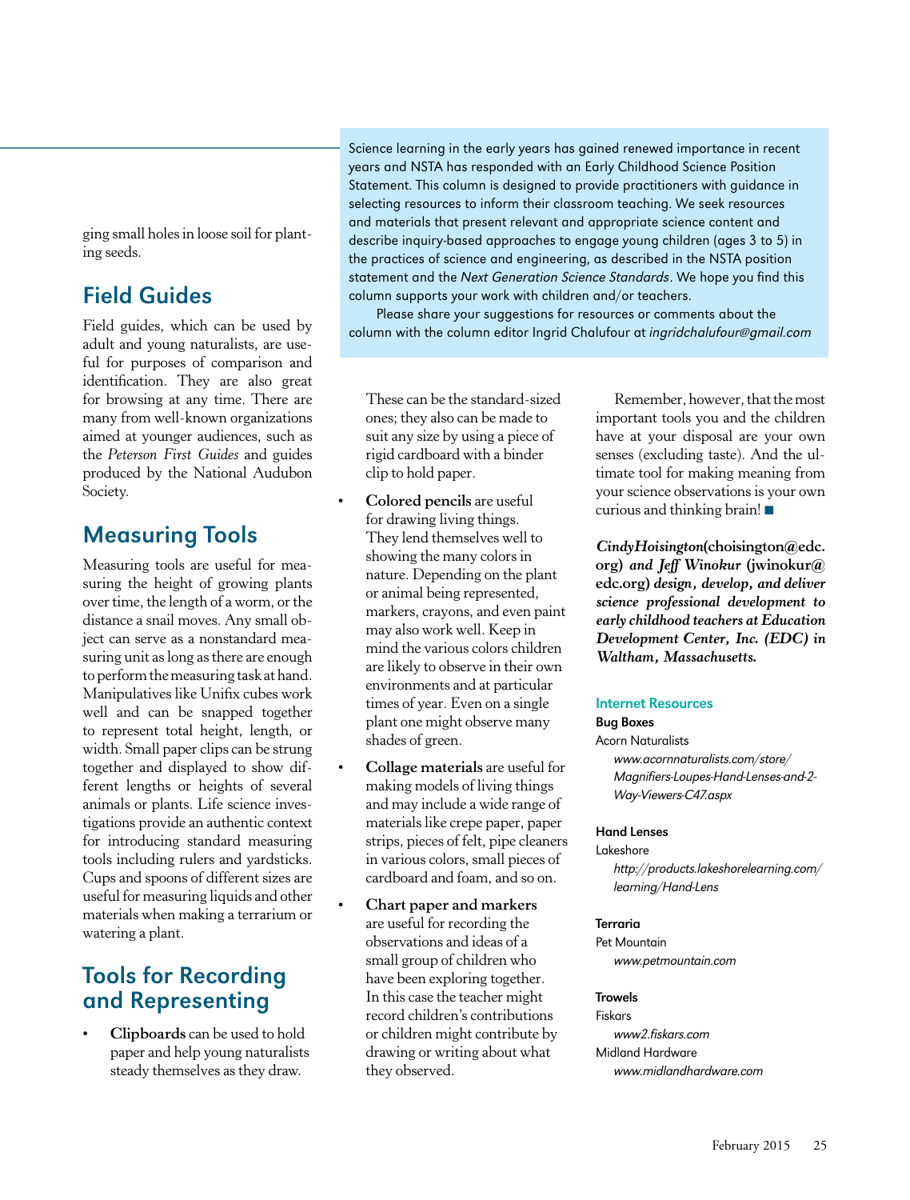Science learning in the early years has gained renewed importance in recent years and NSTA has responded with an Early Childhood Science Position Statement. This column is designed to provide practitioners with guidance in selecting resources to inform their classroom teaching. We seek resources and materials that present relevant and appropriate science content and describe inquiry-based approaches to engage young children (ages 3 to 5) in the practices of science and engineering, as described in the NSTA position statement and the *Next Generation Science Standards*. We hope you find this column supports your work with children and/or teachers.

Please share your suggestions for resources or comments about the column with the column editor Ingrid Chalufour at *ingridchalufour@gmail.com*

ging small holes in loose soil for planting seeds.

## Field Guides

Field guides, which can be used by adult and young naturalists, are useful for purposes of comparison and identification. They are also great for browsing at any time. There are many from well-known organizations aimed at younger audiences, such as the *Peterson First Guides* and guides produced by the National Audubon Society.

## Measuring Tools

Measuring tools are useful for measuring the height of growing plants over time, the length of a worm, or the distance a snail moves. Any small object can serve as a nonstandard measuring unit as long as there are enough to perform the measuring task at hand. Manipulatives like Unifix cubes work well and can be snapped together to represent total height, length, or width. Small paper clips can be strung together and displayed to show different lengths or heights of several animals or plants. Life science investigations provide an authentic context for introducing standard measuring tools including rulers and yardsticks. Cups and spoons of different sizes are useful for measuring liquids and other materials when making a terrarium or watering a plant.

## Tools for Recording and Representing

- **Clipboards** can be used to hold paper and help young naturalists steady themselves as they draw. These can be the standard-sized ones; they also can be made to suit any size by using a piece of rigid cardboard with a binder clip to hold paper.
- **Colored pencils** are useful for drawing living things. They lend themselves well to showing the many colors in nature. Depending on the plant or animal being represented, markers, crayons, and even paint may also work well. Keep in mind the various colors children are likely to observe in their own environments and at particular times of year. Even on a single plant one might observe many shades of green.
- **Collage materials** are useful for making models of living things and may include a wide range of materials like crepe paper, paper strips, pieces of felt, pipe cleaners in various colors, small pieces of cardboard and foam, and so on.
- **Chart paper and markers** are useful for recording the observations and ideas of a small group of children who have been exploring together. In this case the teacher might record children's contributions or children might contribute by drawing or writing about what they observed.

Remember, however, that the most important tools you and the children have at your disposal are your own senses (excluding taste). And the ultimate tool for making meaning from your science observations is your own curious and thinking brain! ■

***Cindy Hoisington* (choisington@edc.org) *and Jeff Winokur* (jwinokur@edc.org) *design, develop, and deliver science professional development to early childhood teachers at Education Development Center, Inc. (EDC) in Waltham, Massachusetts.***

### Internet Resources

**Bug Boxes**

Acorn Naturalists
*www.acornnaturalists.com/store/Magnifiers-Loupes-Hand-Lenses-and-2-Way-Viewers-C47.aspx*

**Hand Lenses**

Lakeshore
*http://products.lakeshorelearning.com/learning/Hand-Lens*

**Terraria**

Pet Mountain
*www.petmountain.com*

**Trowels**

Fiskars
*www2.fiskars.com*

Midland Hardware
*www.midlandhardware.com*